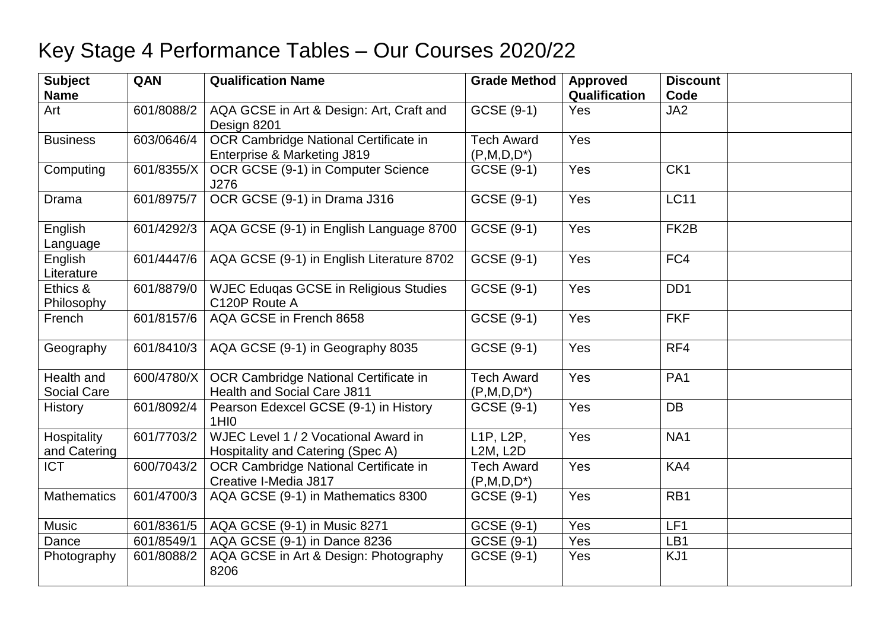# Key Stage 4 Performance Tables – Our Courses 2020/22

| Subject Name | QAN | Qualification Name | Grade Method | Approved Qualification | Discount Code | |
|---|---|---|---|---|---|---|
| Art | 601/8088/2 | AQA GCSE in Art & Design: Art, Craft and Design 8201 | GCSE (9-1) | Yes | JA2 | |
| Business | 603/0646/4 | OCR Cambridge National Certificate in Enterprise & Marketing J819 | Tech Award (P,M,D,D*) | Yes | | |
| Computing | 601/8355/X | OCR GCSE (9-1) in Computer Science J276 | GCSE (9-1) | Yes | CK1 | |
| Drama | 601/8975/7 | OCR GCSE (9-1) in Drama J316 | GCSE (9-1) | Yes | LC11 | |
| English Language | 601/4292/3 | AQA GCSE (9-1) in English Language 8700 | GCSE (9-1) | Yes | FK2B | |
| English Literature | 601/4447/6 | AQA GCSE (9-1) in English Literature 8702 | GCSE (9-1) | Yes | FC4 | |
| Ethics & Philosophy | 601/8879/0 | WJEC Eduqas GCSE in Religious Studies C120P Route A | GCSE (9-1) | Yes | DD1 | |
| French | 601/8157/6 | AQA GCSE in French 8658 | GCSE (9-1) | Yes | FKF | |
| Geography | 601/8410/3 | AQA GCSE (9-1) in Geography 8035 | GCSE (9-1) | Yes | RF4 | |
| Health and Social Care | 600/4780/X | OCR Cambridge National Certificate in Health and Social Care J811 | Tech Award (P,M,D,D*) | Yes | PA1 | |
| History | 601/8092/4 | Pearson Edexcel GCSE (9-1) in History 1HI0 | GCSE (9-1) | Yes | DB | |
| Hospitality and Catering | 601/7703/2 | WJEC Level 1 / 2 Vocational Award in Hospitality and Catering (Spec A) | L1P, L2P, L2M, L2D | Yes | NA1 | |
| ICT | 600/7043/2 | OCR Cambridge National Certificate in Creative I-Media J817 | Tech Award (P,M,D,D*) | Yes | KA4 | |
| Mathematics | 601/4700/3 | AQA GCSE (9-1) in Mathematics 8300 | GCSE (9-1) | Yes | RB1 | |
| Music | 601/8361/5 | AQA GCSE (9-1) in Music 8271 | GCSE (9-1) | Yes | LF1 | |
| Dance | 601/8549/1 | AQA GCSE (9-1) in Dance 8236 | GCSE (9-1) | Yes | LB1 | |
| Photography | 601/8088/2 | AQA GCSE in Art & Design: Photography 8206 | GCSE (9-1) | Yes | KJ1 | |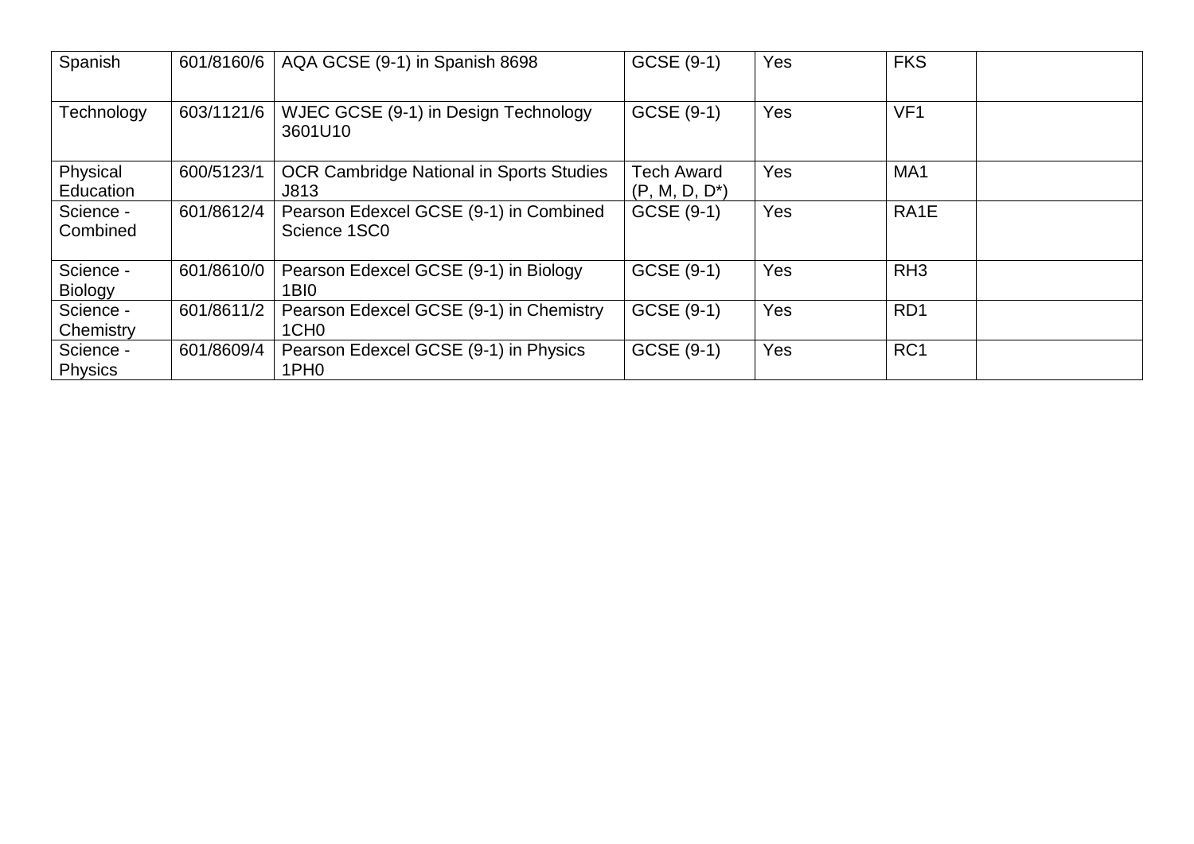| | | | | | | |
|---|---|---|---|---|---|---|
| Spanish | 601/8160/6 | AQA GCSE (9-1) in Spanish 8698 | GCSE (9-1) | Yes | FKS | |
| Technology | 603/1121/6 | WJEC GCSE (9-1) in Design Technology 3601U10 | GCSE (9-1) | Yes | VF1 | |
| Physical Education | 600/5123/1 | OCR Cambridge National in Sports Studies J813 | Tech Award (P, M, D, D*) | Yes | MA1 | |
| Science - Combined | 601/8612/4 | Pearson Edexcel GCSE (9-1) in Combined Science 1SC0 | GCSE (9-1) | Yes | RA1E | |
| Science - Biology | 601/8610/0 | Pearson Edexcel GCSE (9-1) in Biology 1BI0 | GCSE (9-1) | Yes | RH3 | |
| Science - Chemistry | 601/8611/2 | Pearson Edexcel GCSE (9-1) in Chemistry 1CH0 | GCSE (9-1) | Yes | RD1 | |
| Science - Physics | 601/8609/4 | Pearson Edexcel GCSE (9-1) in Physics 1PH0 | GCSE (9-1) | Yes | RC1 | |